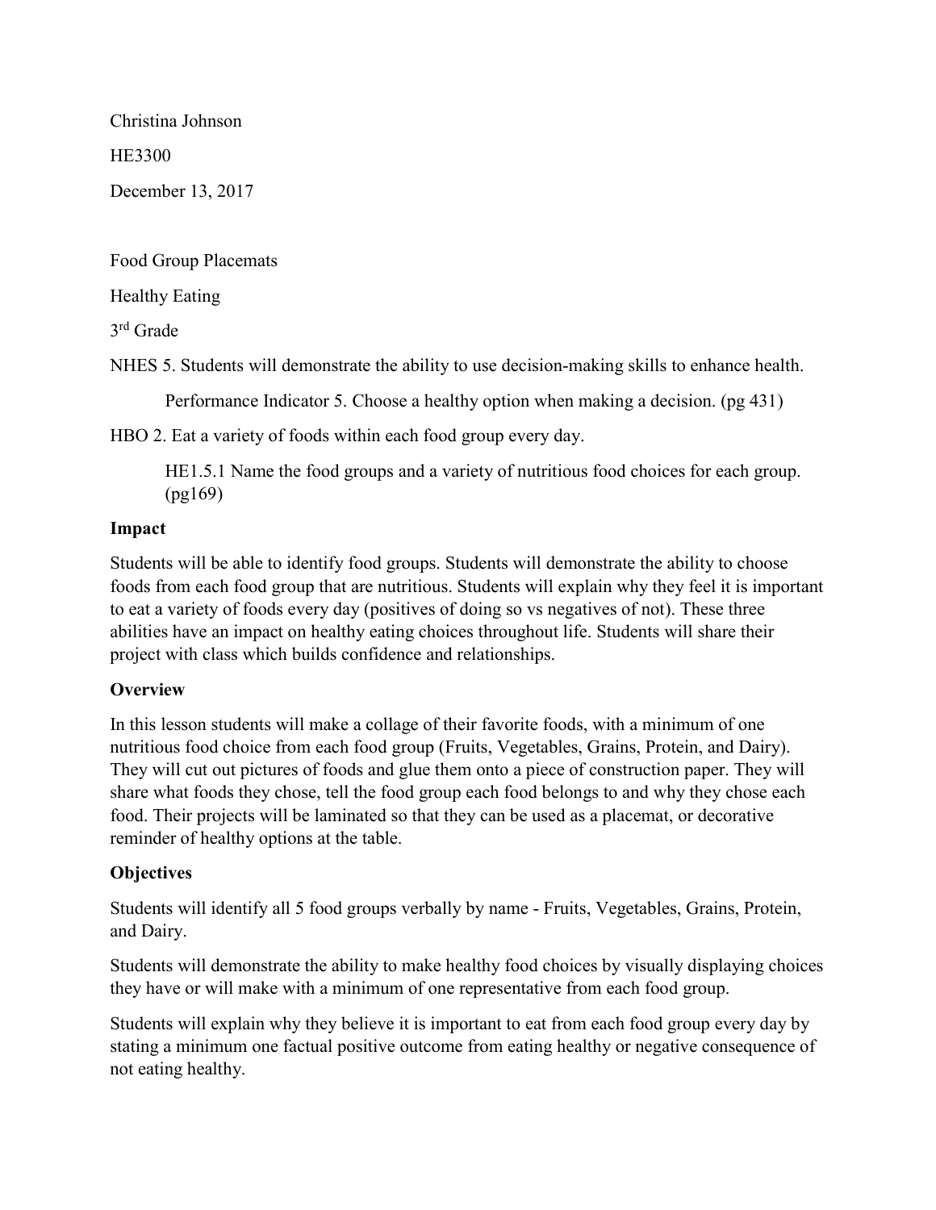Christina Johnson

HE3300

December 13, 2017

Food Group Placemats

Healthy Eating

3rd Grade

NHES 5. Students will demonstrate the ability to use decision-making skills to enhance health.

Performance Indicator 5. Choose a healthy option when making a decision. (pg 431)

HBO 2. Eat a variety of foods within each food group every day.

HE1.5.1 Name the food groups and a variety of nutritious food choices for each group. (pg169)

**Impact**

Students will be able to identify food groups. Students will demonstrate the ability to choose foods from each food group that are nutritious. Students will explain why they feel it is important to eat a variety of foods every day (positives of doing so vs negatives of not). These three abilities have an impact on healthy eating choices throughout life. Students will share their project with class which builds confidence and relationships.

**Overview**

In this lesson students will make a collage of their favorite foods, with a minimum of one nutritious food choice from each food group (Fruits, Vegetables, Grains, Protein, and Dairy). They will cut out pictures of foods and glue them onto a piece of construction paper. They will share what foods they chose, tell the food group each food belongs to and why they chose each food. Their projects will be laminated so that they can be used as a placemat, or decorative reminder of healthy options at the table.

**Objectives**

Students will identify all 5 food groups verbally by name - Fruits, Vegetables, Grains, Protein, and Dairy.

Students will demonstrate the ability to make healthy food choices by visually displaying choices they have or will make with a minimum of one representative from each food group.

Students will explain why they believe it is important to eat from each food group every day by stating a minimum one factual positive outcome from eating healthy or negative consequence of not eating healthy.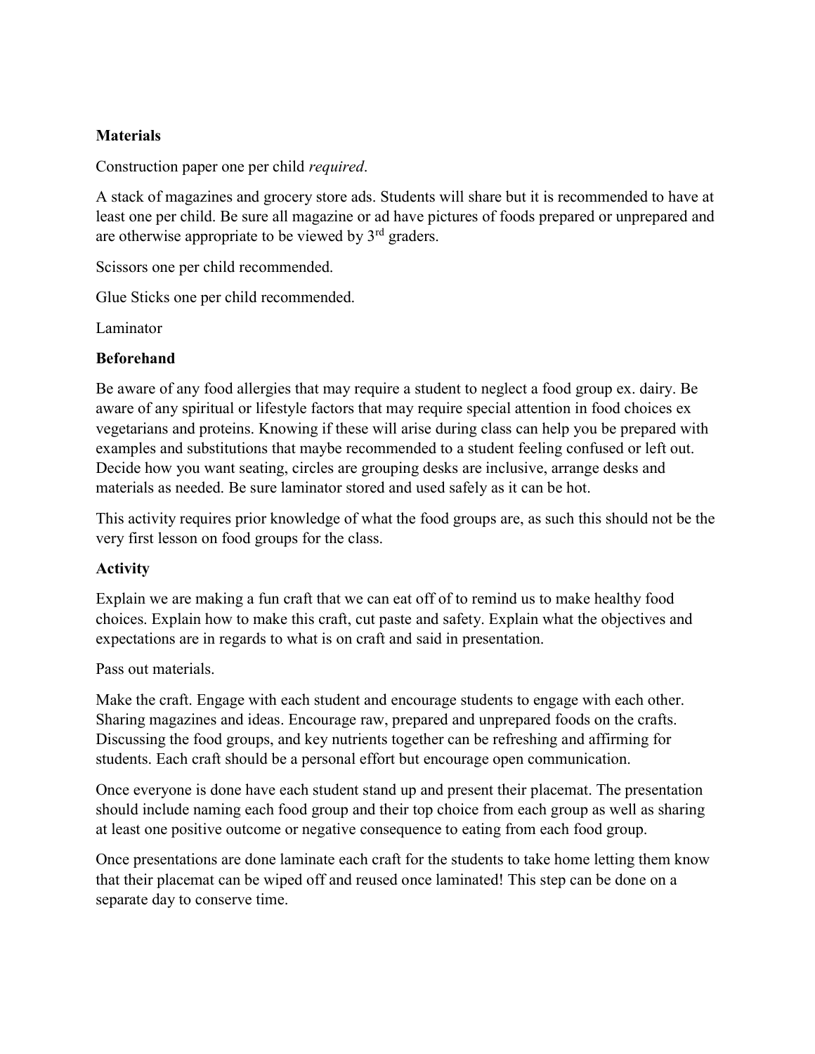**Materials**

Construction paper one per child *required*.

A stack of magazines and grocery store ads. Students will share but it is recommended to have at least one per child. Be sure all magazine or ad have pictures of foods prepared or unprepared and are otherwise appropriate to be viewed by 3rd graders.

Scissors one per child recommended.

Glue Sticks one per child recommended.

Laminator

**Beforehand**

Be aware of any food allergies that may require a student to neglect a food group ex. dairy. Be aware of any spiritual or lifestyle factors that may require special attention in food choices ex vegetarians and proteins. Knowing if these will arise during class can help you be prepared with examples and substitutions that maybe recommended to a student feeling confused or left out. Decide how you want seating, circles are grouping desks are inclusive, arrange desks and materials as needed. Be sure laminator stored and used safely as it can be hot.

This activity requires prior knowledge of what the food groups are, as such this should not be the very first lesson on food groups for the class.

**Activity**

Explain we are making a fun craft that we can eat off of to remind us to make healthy food choices. Explain how to make this craft, cut paste and safety. Explain what the objectives and expectations are in regards to what is on craft and said in presentation.

Pass out materials.

Make the craft. Engage with each student and encourage students to engage with each other. Sharing magazines and ideas. Encourage raw, prepared and unprepared foods on the crafts. Discussing the food groups, and key nutrients together can be refreshing and affirming for students. Each craft should be a personal effort but encourage open communication.

Once everyone is done have each student stand up and present their placemat. The presentation should include naming each food group and their top choice from each group as well as sharing at least one positive outcome or negative consequence to eating from each food group.

Once presentations are done laminate each craft for the students to take home letting them know that their placemat can be wiped off and reused once laminated! This step can be done on a separate day to conserve time.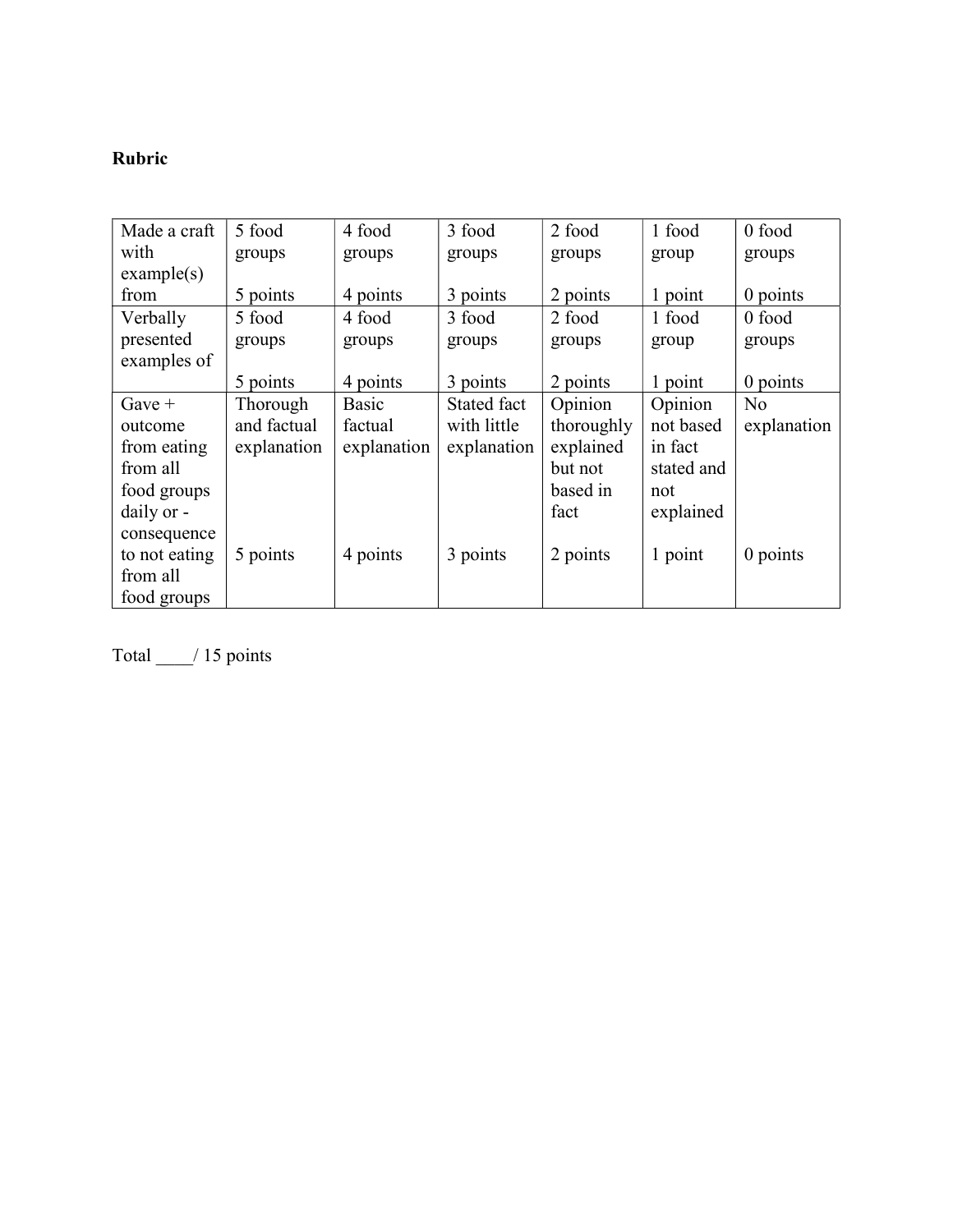**Rubric**

| | | | | | | |
|---|---|---|---|---|---|---|
| Made a craft with example(s) from | 5 food groups<br><br>5 points | 4 food groups<br><br>4 points | 3 food groups<br><br>3 points | 2 food groups<br><br>2 points | 1 food group<br><br>1 point | 0 food groups<br><br>0 points |
| Verbally presented examples of | 5 food groups<br><br>5 points | 4 food groups<br><br>4 points | 3 food groups<br><br>3 points | 2 food groups<br><br>2 points | 1 food group<br><br>1 point | 0 food groups<br><br>0 points |
| Gave + outcome from eating from all food groups daily or - consequence to not eating from all food groups | Thorough and factual explanation<br><br>5 points | Basic factual explanation<br><br>4 points | Stated fact with little explanation<br><br>3 points | Opinion thoroughly explained but not based in fact<br><br>2 points | Opinion not based in fact stated and not explained<br><br>1 point | No explanation<br><br>0 points |

Total ____/ 15 points